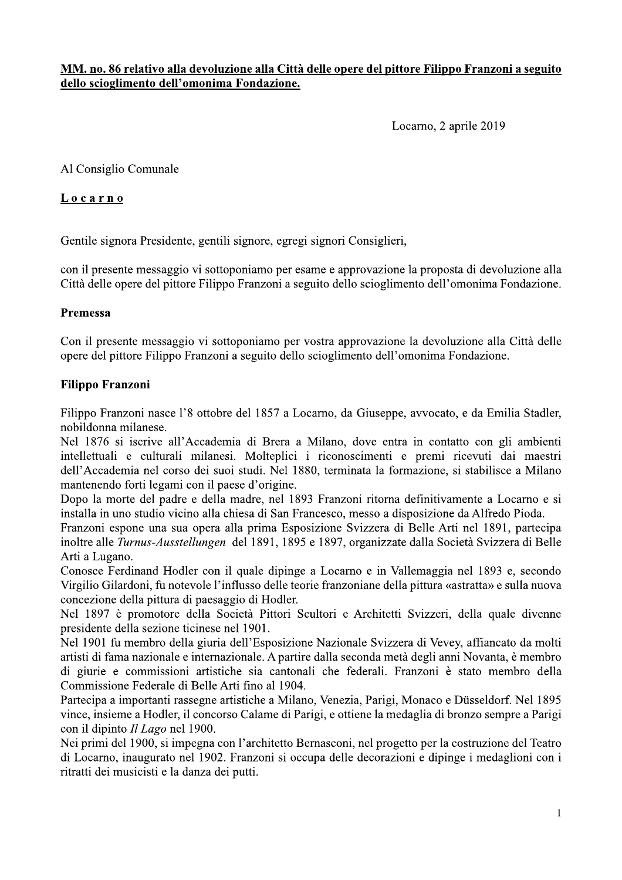**MM. no. 86 relativo alla devoluzione alla Città delle opere del pittore Filippo Franzoni a seguito dello scioglimento dell'omonima Fondazione.**

Locarno, 2 aprile 2019

Al Consiglio Comunale

**Locarno**

Gentile signora Presidente, gentili signore, egregi signori Consiglieri,

con il presente messaggio vi sottoponiamo per esame e approvazione la proposta di devoluzione alla Città delle opere del pittore Filippo Franzoni a seguito dello scioglimento dell'omonima Fondazione.

**Premessa**

Con il presente messaggio vi sottoponiamo per vostra approvazione la devoluzione alla Città delle opere del pittore Filippo Franzoni a seguito dello scioglimento dell'omonima Fondazione.

**Filippo Franzoni**

Filippo Franzoni nasce l'8 ottobre del 1857 a Locarno, da Giuseppe, avvocato, e da Emilia Stadler, nobildonna milanese.
Nel 1876 si iscrive all'Accademia di Brera a Milano, dove entra in contatto con gli ambienti intellettuali e culturali milanesi. Molteplici i riconoscimenti e premi ricevuti dai maestri dell'Accademia nel corso dei suoi studi. Nel 1880, terminata la formazione, si stabilisce a Milano mantenendo forti legami con il paese d'origine.
Dopo la morte del padre e della madre, nel 1893 Franzoni ritorna definitivamente a Locarno e si installa in uno studio vicino alla chiesa di San Francesco, messo a disposizione da Alfredo Pioda.
Franzoni espone una sua opera alla prima Esposizione Svizzera di Belle Arti nel 1891, partecipa inoltre alle *Turnus-Ausstellungen* del 1891, 1895 e 1897, organizzate dalla Società Svizzera di Belle Arti a Lugano.
Conosce Ferdinand Hodler con il quale dipinge a Locarno e in Vallemaggia nel 1893 e, secondo Virgilio Gilardoni, fu notevole l'influsso delle teorie franzoniane della pittura «astratta» e sulla nuova concezione della pittura di paesaggio di Hodler.
Nel 1897 è promotore della Società Pittori Scultori e Architetti Svizzeri, della quale divenne presidente della sezione ticinese nel 1901.
Nel 1901 fu membro della giuria dell'Esposizione Nazionale Svizzera di Vevey, affiancato da molti artisti di fama nazionale e internazionale. A partire dalla seconda metà degli anni Novanta, è membro di giurie e commissioni artistiche sia cantonali che federali. Franzoni è stato membro della Commissione Federale di Belle Arti fino al 1904.
Partecipa a importanti rassegne artistiche a Milano, Venezia, Parigi, Monaco e Düsseldorf. Nel 1895 vince, insieme a Hodler, il concorso Calame di Parigi, e ottiene la medaglia di bronzo sempre a Parigi con il dipinto *Il Lago* nel 1900.
Nei primi del 1900, si impegna con l'architetto Bernasconi, nel progetto per la costruzione del Teatro di Locarno, inaugurato nel 1902. Franzoni si occupa delle decorazioni e dipinge i medaglioni con i ritratti dei musicisti e la danza dei putti.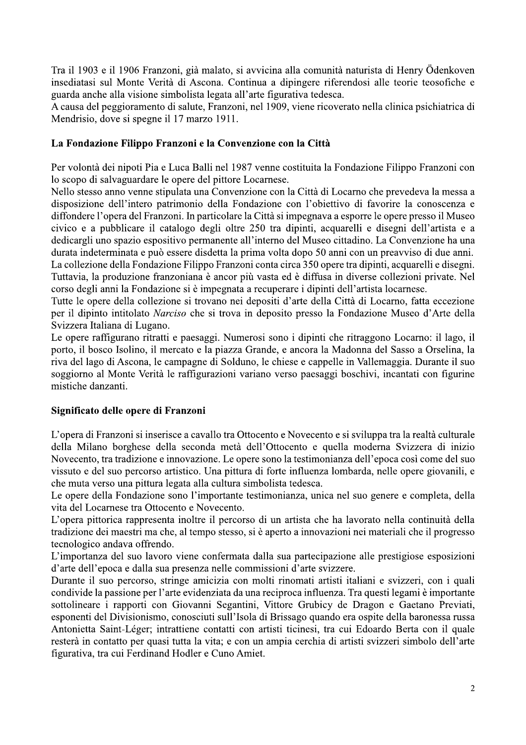Tra il 1903 e il 1906 Franzoni, già malato, si avvicina alla comunità naturista di Henry Ödenkoven insediatasi sul Monte Verità di Ascona. Continua a dipingere riferendosi alle teorie teosofiche e guarda anche alla visione simbolista legata all'arte figurativa tedesca.
A causa del peggioramento di salute, Franzoni, nel 1909, viene ricoverato nella clinica psichiatrica di Mendrisio, dove si spegne il 17 marzo 1911.

## La Fondazione Filippo Franzoni e la Convenzione con la Città

Per volontà dei nipoti Pia e Luca Balli nel 1987 venne costituita la Fondazione Filippo Franzoni con lo scopo di salvaguardare le opere del pittore Locarnese.
Nello stesso anno venne stipulata una Convenzione con la Città di Locarno che prevedeva la messa a disposizione dell'intero patrimonio della Fondazione con l'obiettivo di favorire la conoscenza e diffondere l'opera del Franzoni. In particolare la Città si impegnava a esporre le opere presso il Museo civico e a pubblicare il catalogo degli oltre 250 tra dipinti, acquarelli e disegni dell'artista e a dedicargli uno spazio espositivo permanente all'interno del Museo cittadino. La Convenzione ha una durata indeterminata e può essere disdetta la prima volta dopo 50 anni con un preavviso di due anni.
La collezione della Fondazione Filippo Franzoni conta circa 350 opere tra dipinti, acquarelli e disegni. Tuttavia, la produzione franzoniana è ancor più vasta ed è diffusa in diverse collezioni private. Nel corso degli anni la Fondazione si è impegnata a recuperare i dipinti dell'artista locarnese.
Tutte le opere della collezione si trovano nei depositi d'arte della Città di Locarno, fatta eccezione per il dipinto intitolato *Narciso* che si trova in deposito presso la Fondazione Museo d'Arte della Svizzera Italiana di Lugano.
Le opere raffigurano ritratti e paesaggi. Numerosi sono i dipinti che ritraggono Locarno: il lago, il porto, il bosco Isolino, il mercato e la piazza Grande, e ancora la Madonna del Sasso a Orselina, la riva del lago di Ascona, le campagne di Solduno, le chiese e cappelle in Vallemaggia. Durante il suo soggiorno al Monte Verità le raffigurazioni variano verso paesaggi boschivi, incantati con figurine mistiche danzanti.

## Significato delle opere di Franzoni

L'opera di Franzoni si inserisce a cavallo tra Ottocento e Novecento e si sviluppa tra la realtà culturale della Milano borghese della seconda metà dell'Ottocento e quella moderna Svizzera di inizio Novecento, tra tradizione e innovazione. Le opere sono la testimonianza dell'epoca così come del suo vissuto e del suo percorso artistico. Una pittura di forte influenza lombarda, nelle opere giovanili, e che muta verso una pittura legata alla cultura simbolista tedesca.
Le opere della Fondazione sono l'importante testimonianza, unica nel suo genere e completa, della vita del Locarnese tra Ottocento e Novecento.
L'opera pittorica rappresenta inoltre il percorso di un artista che ha lavorato nella continuità della tradizione dei maestri ma che, al tempo stesso, si è aperto a innovazioni nei materiali che il progresso tecnologico andava offrendo.
L'importanza del suo lavoro viene confermata dalla sua partecipazione alle prestigiose esposizioni d'arte dell'epoca e dalla sua presenza nelle commissioni d'arte svizzere.
Durante il suo percorso, stringe amicizia con molti rinomati artisti italiani e svizzeri, con i quali condivide la passione per l'arte evidenziata da una reciproca influenza. Tra questi legami è importante sottolineare i rapporti con Giovanni Segantini, Vittore Grubicy de Dragon e Gaetano Previati, esponenti del Divisionismo, conosciuti sull'Isola di Brissago quando era ospite della baronessa russa Antonietta Saint-Léger; intrattiene contatti con artisti ticinesi, tra cui Edoardo Berta con il quale resterà in contatto per quasi tutta la vita; e con un ampia cerchia di artisti svizzeri simbolo dell'arte figurativa, tra cui Ferdinand Hodler e Cuno Amiet.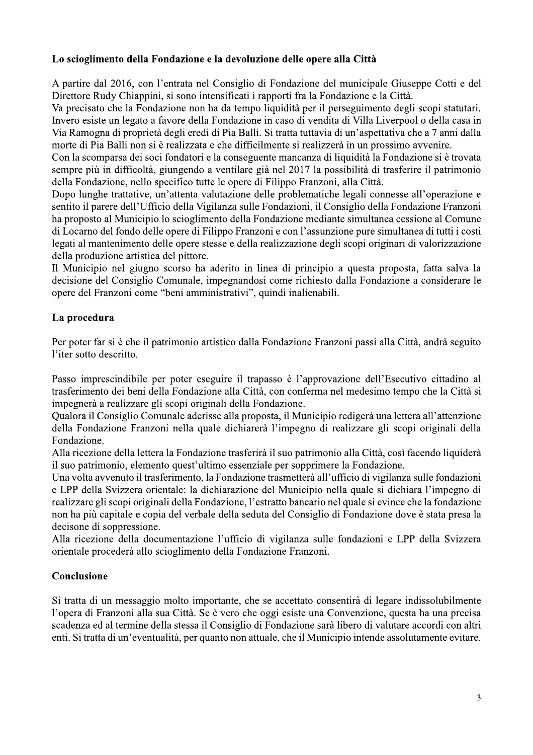**Lo scioglimento della Fondazione e la devoluzione delle opere alla Città**

A partire dal 2016, con l'entrata nel Consiglio di Fondazione del municipale Giuseppe Cotti e del Direttore Rudy Chiappini, si sono intensificati i rapporti fra la Fondazione e la Città.
Va precisato che la Fondazione non ha da tempo liquidità per il perseguimento degli scopi statutari. Invero esiste un legato a favore della Fondazione in caso di vendita di Villa Liverpool o della casa in Via Ramogna di proprietà degli eredi di Pia Balli. Si tratta tuttavia di un'aspettativa che a 7 anni dalla morte di Pia Balli non si è realizzata e che difficilmente si realizzerà in un prossimo avvenire.
Con la scomparsa dei soci fondatori e la conseguente mancanza di liquidità la Fondazione si è trovata sempre più in difficoltà, giungendo a ventilare già nel 2017 la possibilità di trasferire il patrimonio della Fondazione, nello specifico tutte le opere di Filippo Franzoni, alla Città.
Dopo lunghe trattative, un'attenta valutazione delle problematiche legali connesse all'operazione e sentito il parere dell'Ufficio della Vigilanza sulle Fondazioni, il Consiglio della Fondazione Franzoni ha proposto al Municipio lo scioglimento della Fondazione mediante simultanea cessione al Comune di Locarno del fondo delle opere di Filippo Franzoni e con l'assunzione pure simultanea di tutti i costi legati al mantenimento delle opere stesse e della realizzazione degli scopi originari di valorizzazione della produzione artistica del pittore.
Il Municipio nel giugno scorso ha aderito in linea di principio a questa proposta, fatta salva la decisione del Consiglio Comunale, impegnandosi come richiesto dalla Fondazione a considerare le opere del Franzoni come "beni amministrativi", quindi inalienabili.

**La procedura**

Per poter far sì è che il patrimonio artistico dalla Fondazione Franzoni passi alla Città, andrà seguito l'iter sotto descritto.

Passo imprescindibile per poter eseguire il trapasso è l'approvazione dell'Esecutivo cittadino al trasferimento dei beni della Fondazione alla Città, con conferma nel medesimo tempo che la Città si impegnerà a realizzare gli scopi originali della Fondazione.
Qualora il Consiglio Comunale aderisse alla proposta, il Municipio redigerà una lettera all'attenzione della Fondazione Franzoni nella quale dichiarerà l'impegno di realizzare gli scopi originali della Fondazione.
Alla ricezione della lettera la Fondazione trasferirà il suo patrimonio alla Città, così facendo liquiderà il suo patrimonio, elemento quest'ultimo essenziale per sopprimere la Fondazione.
Una volta avvenuto il trasferimento, la Fondazione trasmetterà all'ufficio di vigilanza sulle fondazioni e LPP della Svizzera orientale: la dichiarazione del Municipio nella quale si dichiara l'impegno di realizzare gli scopi originali della Fondazione, l'estratto bancario nel quale si evince che la fondazione non ha più capitale e copia del verbale della seduta del Consiglio di Fondazione dove è stata presa la decisone di soppressione.
Alla ricezione della documentazione l'ufficio di vigilanza sulle fondazioni e LPP della Svizzera orientale procederà allo scioglimento della Fondazione Franzoni.

**Conclusione**

Si tratta di un messaggio molto importante, che se accettato consentirà di legare indissolubilmente l'opera di Franzoni alla sua Città. Se è vero che oggi esiste una Convenzione, questa ha una precisa scadenza ed al termine della stessa il Consiglio di Fondazione sarà libero di valutare accordi con altri enti. Si tratta di un'eventualità, per quanto non attuale, che il Municipio intende assolutamente evitare.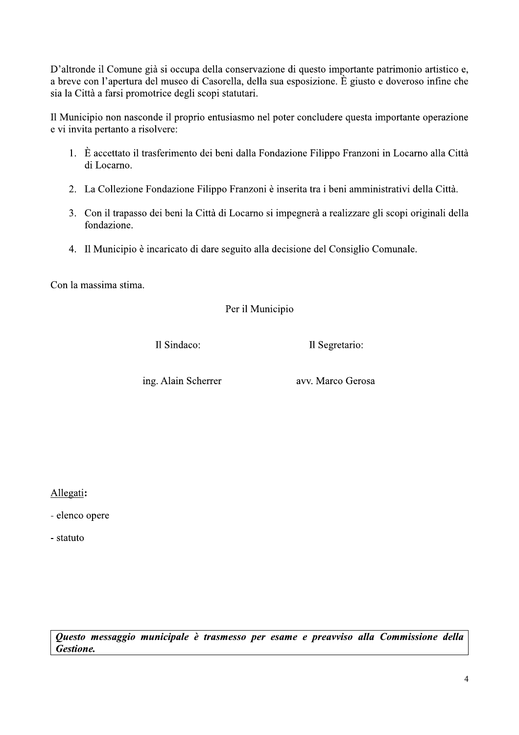D'altronde il Comune già si occupa della conservazione di questo importante patrimonio artistico e, a breve con l'apertura del museo di Casorella, della sua esposizione. È giusto e doveroso infine che sia la Città a farsi promotrice degli scopi statutari.

Il Municipio non nasconde il proprio entusiasmo nel poter concludere questa importante operazione e vi invita pertanto a risolvere:

1. È accettato il trasferimento dei beni dalla Fondazione Filippo Franzoni in Locarno alla Città di Locarno.

2. La Collezione Fondazione Filippo Franzoni è inserita tra i beni amministrativi della Città.

3. Con il trapasso dei beni la Città di Locarno si impegnerà a realizzare gli scopi originali della fondazione.

4. Il Municipio è incaricato di dare seguito alla decisione del Consiglio Comunale.

Con la massima stima.

Per il Municipio

| Il Sindaco: | Il Segretario: |
|---|---|
| ing. Alain Scherrer | avv. Marco Gerosa |

Allegati**:**

- elenco opere
- statuto

***Questo messaggio municipale è trasmesso per esame e preavviso alla Commissione della Gestione.***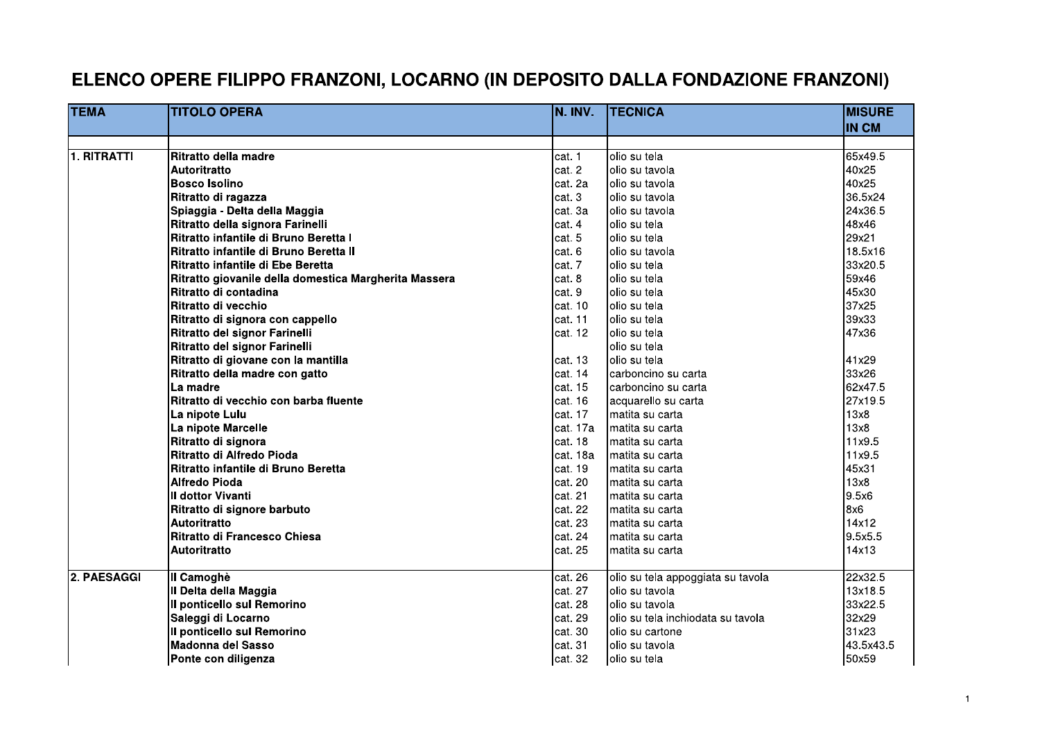# ELENCO OPERE FILIPPO FRANZONI, LOCARNO (IN DEPOSITO DALLA FONDAZIONE FRANZONI)

| TEMA | TITOLO OPERA | N. INV. | TECNICA | MISURE IN CM |
|---|---|---|---|---|
| | | | | |
| 1. RITRATTI | **Ritratto della madre** | cat. 1 | olio su tela | 65x49.5 |
| | **Autoritratto** | cat. 2 | olio su tavola | 40x25 |
| | **Bosco Isolino** | cat. 2a | olio su tavola | 40x25 |
| | **Ritratto di ragazza** | cat. 3 | olio su tavola | 36.5x24 |
| | **Spiaggia - Delta della Maggia** | cat. 3a | olio su tavola | 24x36.5 |
| | **Ritratto della signora Farinelli** | cat. 4 | olio su tela | 48x46 |
| | **Ritratto infantile di Bruno Beretta I** | cat. 5 | olio su tela | 29x21 |
| | **Ritratto infantile di Bruno Beretta II** | cat. 6 | olio su tavola | 18.5x16 |
| | **Ritratto infantile di Ebe Beretta** | cat. 7 | olio su tela | 33x20.5 |
| | **Ritratto giovanile della domestica Margherita Massera** | cat. 8 | olio su tela | 59x46 |
| | **Ritratto di contadina** | cat. 9 | olio su tela | 45x30 |
| | **Ritratto di vecchio** | cat. 10 | olio su tela | 37x25 |
| | **Ritratto di signora con cappello** | cat. 11 | olio su tela | 39x33 |
| | **Ritratto del signor Farinelli** | cat. 12 | olio su tela | 47x36 |
| | **Ritratto del signor Farinelli** | | olio su tela | |
| | **Ritratto di giovane con la mantilla** | cat. 13 | olio su tela | 41x29 |
| | **Ritratto della madre con gatto** | cat. 14 | carboncino su carta | 33x26 |
| | **La madre** | cat. 15 | carboncino su carta | 62x47.5 |
| | **Ritratto di vecchio con barba fluente** | cat. 16 | acquarello su carta | 27x19.5 |
| | **La nipote Lulu** | cat. 17 | matita su carta | 13x8 |
| | **La nipote Marcelle** | cat. 17a | matita su carta | 13x8 |
| | **Ritratto di signora** | cat. 18 | matita su carta | 11x9.5 |
| | **Ritratto di Alfredo Pioda** | cat. 18a | matita su carta | 11x9.5 |
| | **Ritratto infantile di Bruno Beretta** | cat. 19 | matita su carta | 45x31 |
| | **Alfredo Pioda** | cat. 20 | matita su carta | 13x8 |
| | **Il dottor Vivanti** | cat. 21 | matita su carta | 9.5x6 |
| | **Ritratto di signore barbuto** | cat. 22 | matita su carta | 8x6 |
| | **Autoritratto** | cat. 23 | matita su carta | 14x12 |
| | **Ritratto di Francesco Chiesa** | cat. 24 | matita su carta | 9.5x5.5 |
| | **Autoritratto** | cat. 25 | matita su carta | 14x13 |
| | | | | |
| 2. PAESAGGI | **Il Camoghè** | cat. 26 | olio su tela appoggiata su tavola | 22x32.5 |
| | **Il Delta della Maggia** | cat. 27 | olio su tavola | 13x18.5 |
| | **Il ponticello sul Remorino** | cat. 28 | olio su tavola | 33x22.5 |
| | **Saleggi di Locarno** | cat. 29 | olio su tela inchiodata su tavola | 32x29 |
| | **Il ponticello sul Remorino** | cat. 30 | olio su cartone | 31x23 |
| | **Madonna del Sasso** | cat. 31 | olio su tavola | 43.5x43.5 |
| | **Ponte con diligenza** | cat. 32 | olio su tela | 50x59 |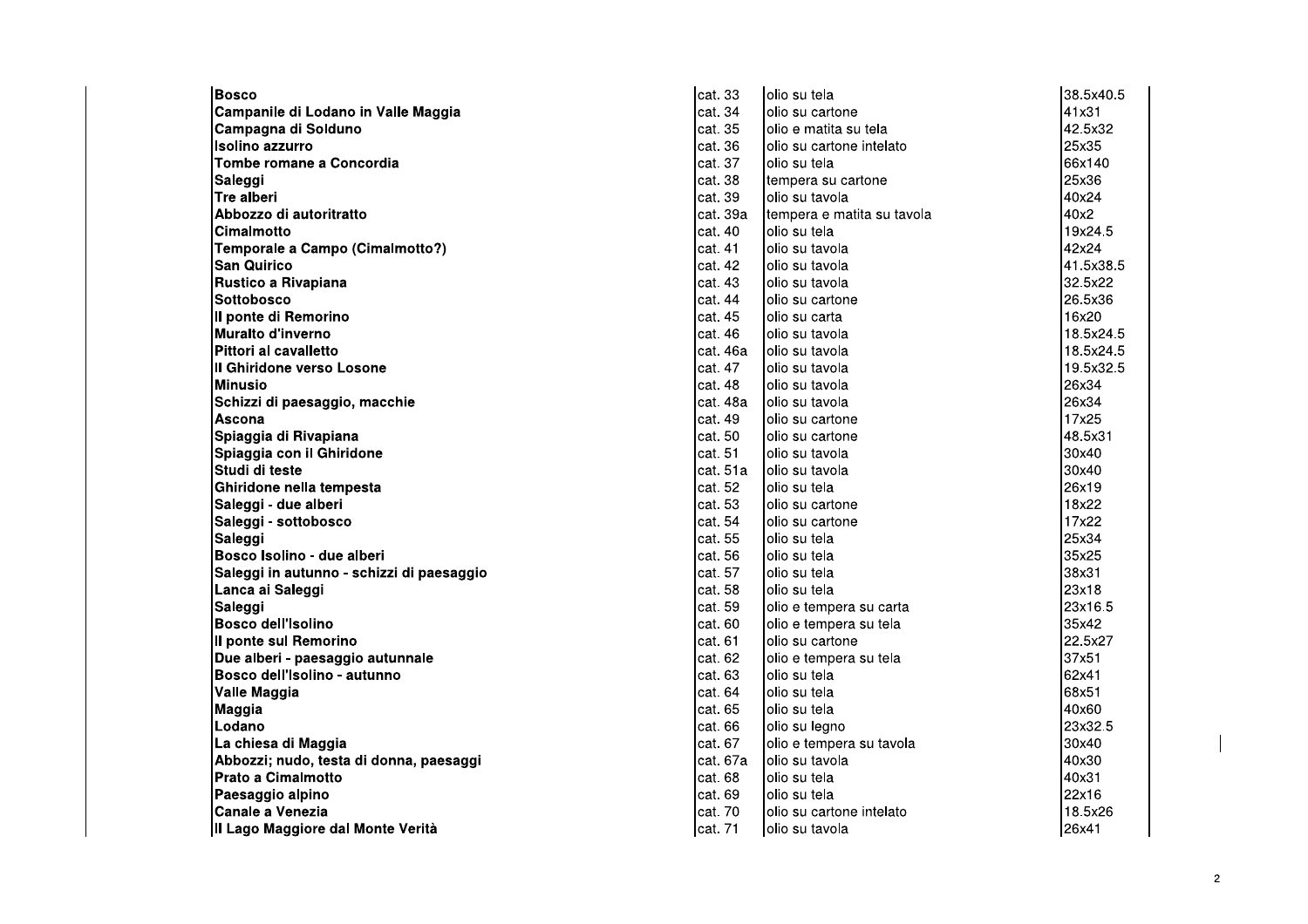| | | | |
|---|---|---|---|
| **Bosco** | cat. 33 | olio su tela | 38.5x40.5 |
| **Campanile di Lodano in Valle Maggia** | cat. 34 | olio su cartone | 41x31 |
| **Campagna di Solduno** | cat. 35 | olio e matita su tela | 42.5x32 |
| **Isolino azzurro** | cat. 36 | olio su cartone intelato | 25x35 |
| **Tombe romane a Concordia** | cat. 37 | olio su tela | 66x140 |
| **Saleggi** | cat. 38 | tempera su cartone | 25x36 |
| **Tre alberi** | cat. 39 | olio su tavola | 40x24 |
| **Abbozzo di autoritratto** | cat. 39a | tempera e matita su tavola | 40x2 |
| **Cimalmotto** | cat. 40 | olio su tela | 19x24.5 |
| **Temporale a Campo (Cimalmotto?)** | cat. 41 | olio su tavola | 42x24 |
| **San Quirico** | cat. 42 | olio su tavola | 41.5x38.5 |
| **Rustico a Rivapiana** | cat. 43 | olio su tavola | 32.5x22 |
| **Sottobosco** | cat. 44 | olio su cartone | 26.5x36 |
| **Il ponte di Remorino** | cat. 45 | olio su carta | 16x20 |
| **Muralto d'inverno** | cat. 46 | olio su tavola | 18.5x24.5 |
| **Pittori al cavalletto** | cat. 46a | olio su tavola | 18.5x24.5 |
| **Il Ghiridone verso Losone** | cat. 47 | olio su tavola | 19.5x32.5 |
| **Minusio** | cat. 48 | olio su tavola | 26x34 |
| **Schizzi di paesaggio, macchie** | cat. 48a | olio su tavola | 26x34 |
| **Ascona** | cat. 49 | olio su cartone | 17x25 |
| **Spiaggia di Rivapiana** | cat. 50 | olio su cartone | 48.5x31 |
| **Spiaggia con il Ghiridone** | cat. 51 | olio su tavola | 30x40 |
| **Studi di teste** | cat. 51a | olio su tavola | 30x40 |
| **Ghiridone nella tempesta** | cat. 52 | olio su tela | 26x19 |
| **Saleggi - due alberi** | cat. 53 | olio su cartone | 18x22 |
| **Saleggi - sottobosco** | cat. 54 | olio su cartone | 17x22 |
| **Saleggi** | cat. 55 | olio su tela | 25x34 |
| **Bosco Isolino - due alberi** | cat. 56 | olio su tela | 35x25 |
| **Saleggi in autunno - schizzi di paesaggio** | cat. 57 | olio su tela | 38x31 |
| **Lanca ai Saleggi** | cat. 58 | olio su tela | 23x18 |
| **Saleggi** | cat. 59 | olio e tempera su carta | 23x16.5 |
| **Bosco dell'Isolino** | cat. 60 | olio e tempera su tela | 35x42 |
| **Il ponte sul Remorino** | cat. 61 | olio su cartone | 22.5x27 |
| **Due alberi - paesaggio autunnale** | cat. 62 | olio e tempera su tela | 37x51 |
| **Bosco dell'Isolino - autunno** | cat. 63 | olio su tela | 62x41 |
| **Valle Maggia** | cat. 64 | olio su tela | 68x51 |
| **Maggia** | cat. 65 | olio su tela | 40x60 |
| **Lodano** | cat. 66 | olio su legno | 23x32.5 |
| **La chiesa di Maggia** | cat. 67 | olio e tempera su tavola | 30x40 |
| **Abbozzi; nudo, testa di donna, paesaggi** | cat. 67a | olio su tavola | 40x30 |
| **Prato a Cimalmotto** | cat. 68 | olio su tela | 40x31 |
| **Paesaggio alpino** | cat. 69 | olio su tela | 22x16 |
| **Canale a Venezia** | cat. 70 | olio su cartone intelato | 18.5x26 |
| **Il Lago Maggiore dal Monte Verità** | cat. 71 | olio su tavola | 26x41 |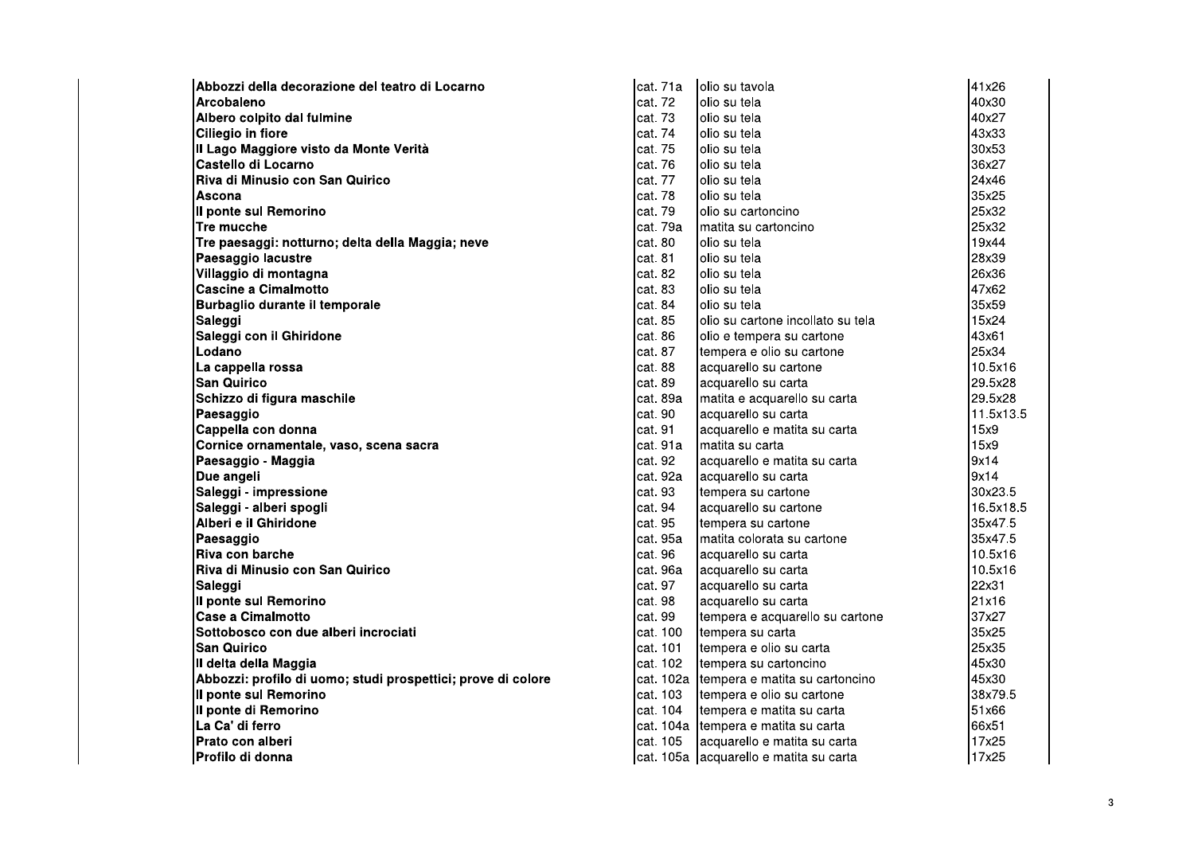| | | | |
|---|---|---|---|
| **Abbozzi della decorazione del teatro di Locarno** | cat. 71a | olio su tavola | 41x26 |
| **Arcobaleno** | cat. 72 | olio su tela | 40x30 |
| **Albero colpito dal fulmine** | cat. 73 | olio su tela | 40x27 |
| **Ciliegio in fiore** | cat. 74 | olio su tela | 43x33 |
| **Il Lago Maggiore visto da Monte Verità** | cat. 75 | olio su tela | 30x53 |
| **Castello di Locarno** | cat. 76 | olio su tela | 36x27 |
| **Riva di Minusio con San Quirico** | cat. 77 | olio su tela | 24x46 |
| **Ascona** | cat. 78 | olio su tela | 35x25 |
| **Il ponte sul Remorino** | cat. 79 | olio su cartoncino | 25x32 |
| **Tre mucche** | cat. 79a | matita su cartoncino | 25x32 |
| **Tre paesaggi: notturno; delta della Maggia; neve** | cat. 80 | olio su tela | 19x44 |
| **Paesaggio lacustre** | cat. 81 | olio su tela | 28x39 |
| **Villaggio di montagna** | cat. 82 | olio su tela | 26x36 |
| **Cascine a Cimalmotto** | cat. 83 | olio su tela | 47x62 |
| **Burbaglio durante il temporale** | cat. 84 | olio su tela | 35x59 |
| **Saleggi** | cat. 85 | olio su cartone incollato su tela | 15x24 |
| **Saleggi con il Ghiridone** | cat. 86 | olio e tempera su cartone | 43x61 |
| **Lodano** | cat. 87 | tempera e olio su cartone | 25x34 |
| **La cappella rossa** | cat. 88 | acquarello su cartone | 10.5x16 |
| **San Quirico** | cat. 89 | acquarello su carta | 29.5x28 |
| **Schizzo di figura maschile** | cat. 89a | matita e acquarello su carta | 29.5x28 |
| **Paesaggio** | cat. 90 | acquarello su carta | 11.5x13.5 |
| **Cappella con donna** | cat. 91 | acquarello e matita su carta | 15x9 |
| **Cornice ornamentale, vaso, scena sacra** | cat. 91a | matita su carta | 15x9 |
| **Paesaggio - Maggia** | cat. 92 | acquarello e matita su carta | 9x14 |
| **Due angeli** | cat. 92a | acquarello su carta | 9x14 |
| **Saleggi - impressione** | cat. 93 | tempera su cartone | 30x23.5 |
| **Saleggi - alberi spogli** | cat. 94 | acquarello su cartone | 16.5x18.5 |
| **Alberi e il Ghiridone** | cat. 95 | tempera su cartone | 35x47.5 |
| **Paesaggio** | cat. 95a | matita colorata su cartone | 35x47.5 |
| **Riva con barche** | cat. 96 | acquarello su carta | 10.5x16 |
| **Riva di Minusio con San Quirico** | cat. 96a | acquarello su carta | 10.5x16 |
| **Saleggi** | cat. 97 | acquarello su carta | 22x31 |
| **Il ponte sul Remorino** | cat. 98 | acquarello su carta | 21x16 |
| **Case a Cimalmotto** | cat. 99 | tempera e acquarello su cartone | 37x27 |
| **Sottobosco con due alberi incrociati** | cat. 100 | tempera su carta | 35x25 |
| **San Quirico** | cat. 101 | tempera e olio su carta | 25x35 |
| **Il delta della Maggia** | cat. 102 | tempera su cartoncino | 45x30 |
| **Abbozzi: profilo di uomo; studi prospettici; prove di colore** | cat. 102a | tempera e matita su cartoncino | 45x30 |
| **Il ponte sul Remorino** | cat. 103 | tempera e olio su cartone | 38x79.5 |
| **Il ponte di Remorino** | cat. 104 | tempera e matita su carta | 51x66 |
| **La Ca' di ferro** | cat. 104a | tempera e matita su carta | 66x51 |
| **Prato con alberi** | cat. 105 | acquarello e matita su carta | 17x25 |
| **Profilo di donna** | cat. 105a | acquarello e matita su carta | 17x25 |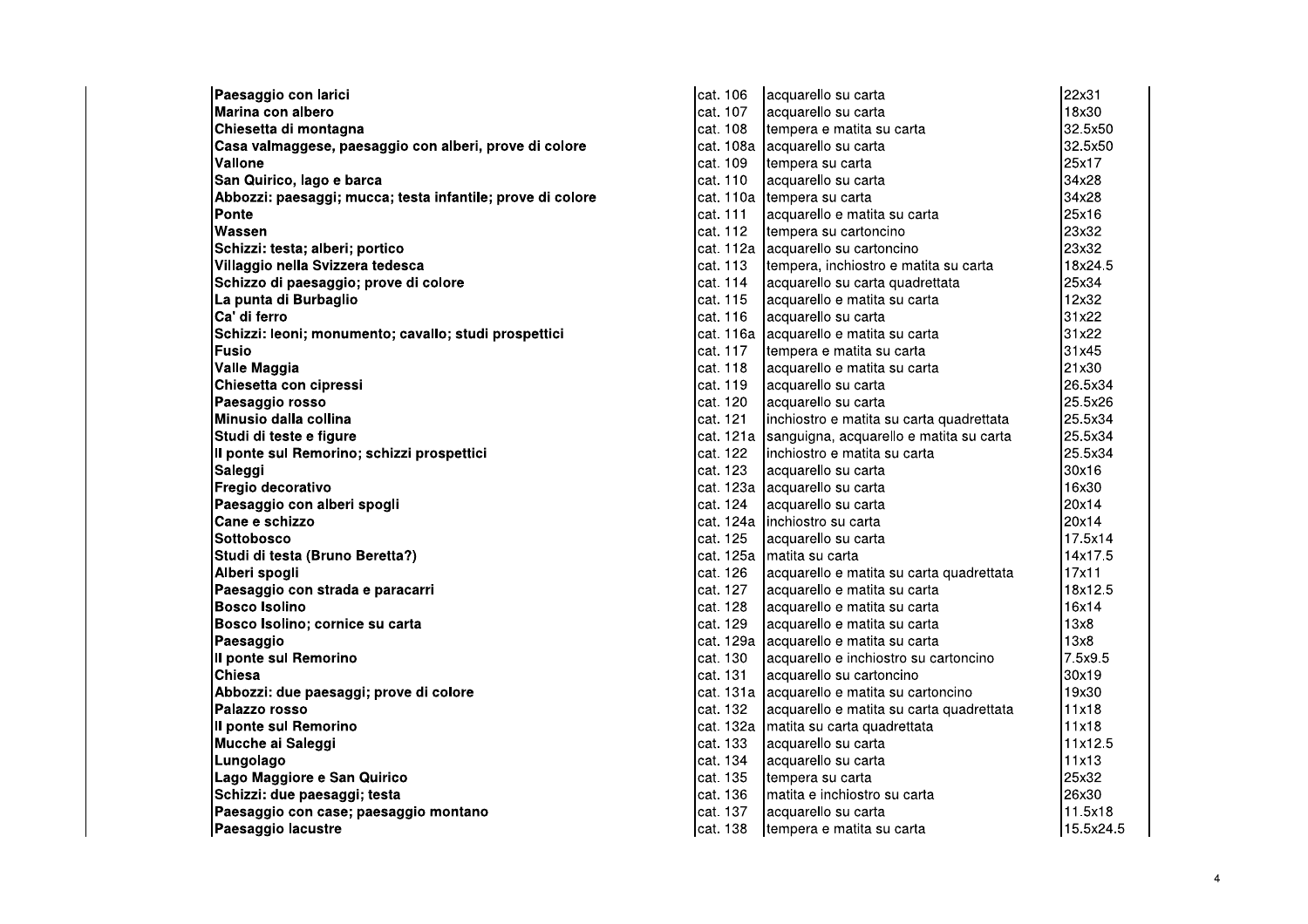| | | | |
|---|---|---|---|
| **Paesaggio con larici** | cat. 106 | acquarello su carta | 22x31 |
| **Marina con albero** | cat. 107 | acquarello su carta | 18x30 |
| **Chiesetta di montagna** | cat. 108 | tempera e matita su carta | 32.5x50 |
| **Casa valmaggese, paesaggio con alberi, prove di colore** | cat. 108a | acquarello su carta | 32.5x50 |
| **Vallone** | cat. 109 | tempera su carta | 25x17 |
| **San Quirico, lago e barca** | cat. 110 | acquarello su carta | 34x28 |
| **Abbozzi: paesaggi; mucca; testa infantile; prove di colore** | cat. 110a | tempera su carta | 34x28 |
| **Ponte** | cat. 111 | acquarello e matita su carta | 25x16 |
| **Wassen** | cat. 112 | tempera su cartoncino | 23x32 |
| **Schizzi: testa; alberi; portico** | cat. 112a | acquarello su cartoncino | 23x32 |
| **Villaggio nella Svizzera tedesca** | cat. 113 | tempera, inchiostro e matita su carta | 18x24.5 |
| **Schizzo di paesaggio; prove di colore** | cat. 114 | acquarello su carta quadrettata | 25x34 |
| **La punta di Burbaglio** | cat. 115 | acquarello e matita su carta | 12x32 |
| **Ca' di ferro** | cat. 116 | acquarello su carta | 31x22 |
| **Schizzi: leoni; monumento; cavallo; studi prospettici** | cat. 116a | acquarello e matita su carta | 31x22 |
| **Fusio** | cat. 117 | tempera e matita su carta | 31x45 |
| **Valle Maggia** | cat. 118 | acquarello e matita su carta | 21x30 |
| **Chiesetta con cipressi** | cat. 119 | acquarello su carta | 26.5x34 |
| **Paesaggio rosso** | cat. 120 | acquarello su carta | 25.5x26 |
| **Minusio dalla collina** | cat. 121 | inchiostro e matita su carta quadrettata | 25.5x34 |
| **Studi di teste e figure** | cat. 121a | sanguigna, acquarello e matita su carta | 25.5x34 |
| **Il ponte sul Remorino; schizzi prospettici** | cat. 122 | inchiostro e matita su carta | 25.5x34 |
| **Saleggi** | cat. 123 | acquarello su carta | 30x16 |
| **Fregio decorativo** | cat. 123a | acquarello su carta | 16x30 |
| **Paesaggio con alberi spogli** | cat. 124 | acquarello su carta | 20x14 |
| **Cane e schizzo** | cat. 124a | inchiostro su carta | 20x14 |
| **Sottobosco** | cat. 125 | acquarello su carta | 17.5x14 |
| **Studi di testa (Bruno Beretta?)** | cat. 125a | matita su carta | 14x17.5 |
| **Alberi spogli** | cat. 126 | acquarello e matita su carta quadrettata | 17x11 |
| **Paesaggio con strada e paracarri** | cat. 127 | acquarello e matita su carta | 18x12.5 |
| **Bosco Isolino** | cat. 128 | acquarello e matita su carta | 16x14 |
| **Bosco Isolino; cornice su carta** | cat. 129 | acquarello e matita su carta | 13x8 |
| **Paesaggio** | cat. 129a | acquarello e matita su carta | 13x8 |
| **Il ponte sul Remorino** | cat. 130 | acquarello e inchiostro su cartoncino | 7.5x9.5 |
| **Chiesa** | cat. 131 | acquarello su cartoncino | 30x19 |
| **Abbozzi: due paesaggi; prove di colore** | cat. 131a | acquarello e matita su cartoncino | 19x30 |
| **Palazzo rosso** | cat. 132 | acquarello e matita su carta quadrettata | 11x18 |
| **Il ponte sul Remorino** | cat. 132a | matita su carta quadrettata | 11x18 |
| **Mucche ai Saleggi** | cat. 133 | acquarello su carta | 11x12.5 |
| **Lungolago** | cat. 134 | acquarello su carta | 11x13 |
| **Lago Maggiore e San Quirico** | cat. 135 | tempera su carta | 25x32 |
| **Schizzi: due paesaggi; testa** | cat. 136 | matita e inchiostro su carta | 26x30 |
| **Paesaggio con case; paesaggio montano** | cat. 137 | acquarello su carta | 11.5x18 |
| **Paesaggio lacustre** | cat. 138 | tempera e matita su carta | 15.5x24.5 |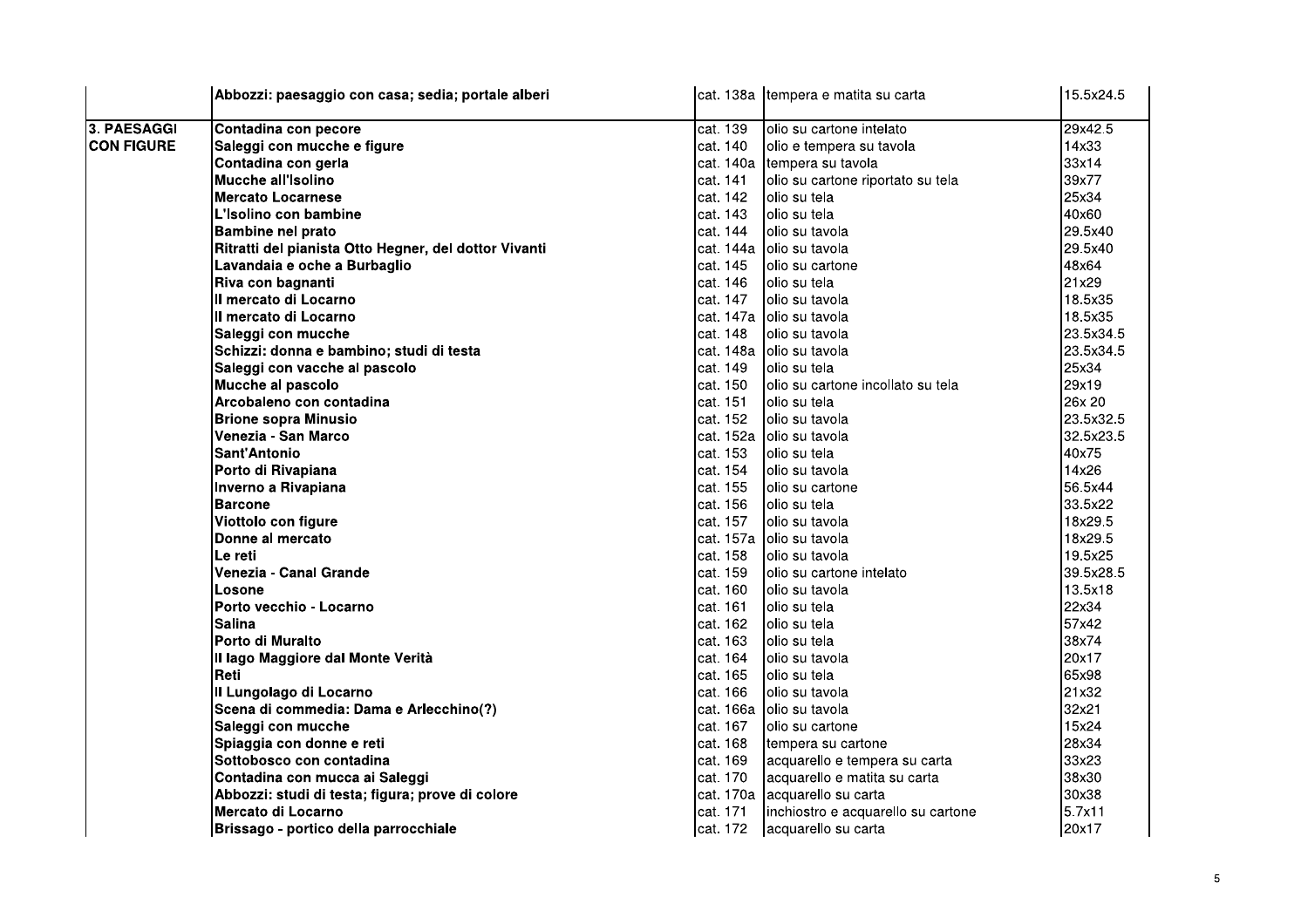| | | | | |
|---|---|---|---|---|
| | **Abbozzi: paesaggio con casa; sedia; portale alberi** | cat. 138a | tempera e matita su carta | 15.5x24.5 |
| **3. PAESAGGI CON FIGURE** | **Contadina con pecore** | cat. 139 | olio su cartone intelato | 29x42.5 |
| | **Saleggi con mucche e figure** | cat. 140 | olio e tempera su tavola | 14x33 |
| | **Contadina con gerla** | cat. 140a | tempera su tavola | 33x14 |
| | **Mucche all'Isolino** | cat. 141 | olio su cartone riportato su tela | 39x77 |
| | **Mercato Locarnese** | cat. 142 | olio su tela | 25x34 |
| | **L'Isolino con bambine** | cat. 143 | olio su tela | 40x60 |
| | **Bambine nel prato** | cat. 144 | olio su tavola | 29.5x40 |
| | **Ritratti del pianista Otto Hegner, del dottor Vivanti** | cat. 144a | olio su tavola | 29.5x40 |
| | **Lavandaia e oche a Burbaglio** | cat. 145 | olio su cartone | 48x64 |
| | **Riva con bagnanti** | cat. 146 | olio su tela | 21x29 |
| | **Il mercato di Locarno** | cat. 147 | olio su tavola | 18.5x35 |
| | **Il mercato di Locarno** | cat. 147a | olio su tavola | 18.5x35 |
| | **Saleggi con mucche** | cat. 148 | olio su tavola | 23.5x34.5 |
| | **Schizzi: donna e bambino; studi di testa** | cat. 148a | olio su tavola | 23.5x34.5 |
| | **Saleggi con vacche al pascolo** | cat. 149 | olio su tela | 25x34 |
| | **Mucche al pascolo** | cat. 150 | olio su cartone incollato su tela | 29x19 |
| | **Arcobaleno con contadina** | cat. 151 | olio su tela | 26x 20 |
| | **Brione sopra Minusio** | cat. 152 | olio su tavola | 23.5x32.5 |
| | **Venezia - San Marco** | cat. 152a | olio su tavola | 32.5x23.5 |
| | **Sant'Antonio** | cat. 153 | olio su tela | 40x75 |
| | **Porto di Rivapiana** | cat. 154 | olio su tavola | 14x26 |
| | **Inverno a Rivapiana** | cat. 155 | olio su cartone | 56.5x44 |
| | **Barcone** | cat. 156 | olio su tela | 33.5x22 |
| | **Viottolo con figure** | cat. 157 | olio su tavola | 18x29.5 |
| | **Donne al mercato** | cat. 157a | olio su tavola | 18x29.5 |
| | **Le reti** | cat. 158 | olio su tavola | 19.5x25 |
| | **Venezia - Canal Grande** | cat. 159 | olio su cartone intelato | 39.5x28.5 |
| | **Losone** | cat. 160 | olio su tavola | 13.5x18 |
| | **Porto vecchio - Locarno** | cat. 161 | olio su tela | 22x34 |
| | **Salina** | cat. 162 | olio su tela | 57x42 |
| | **Porto di Muralto** | cat. 163 | olio su tela | 38x74 |
| | **Il lago Maggiore dal Monte Verità** | cat. 164 | olio su tavola | 20x17 |
| | **Reti** | cat. 165 | olio su tela | 65x98 |
| | **Il Lungolago di Locarno** | cat. 166 | olio su tavola | 21x32 |
| | **Scena di commedia: Dama e Arlecchino(?)** | cat. 166a | olio su tavola | 32x21 |
| | **Saleggi con mucche** | cat. 167 | olio su cartone | 15x24 |
| | **Spiaggia con donne e reti** | cat. 168 | tempera su cartone | 28x34 |
| | **Sottobosco con contadina** | cat. 169 | acquarello e tempera su carta | 33x23 |
| | **Contadina con mucca ai Saleggi** | cat. 170 | acquarello e matita su carta | 38x30 |
| | **Abbozzi: studi di testa; figura; prove di colore** | cat. 170a | acquarello su carta | 30x38 |
| | **Mercato di Locarno** | cat. 171 | inchiostro e acquarello su cartone | 5.7x11 |
| | **Brissago - portico della parrocchiale** | cat. 172 | acquarello su carta | 20x17 |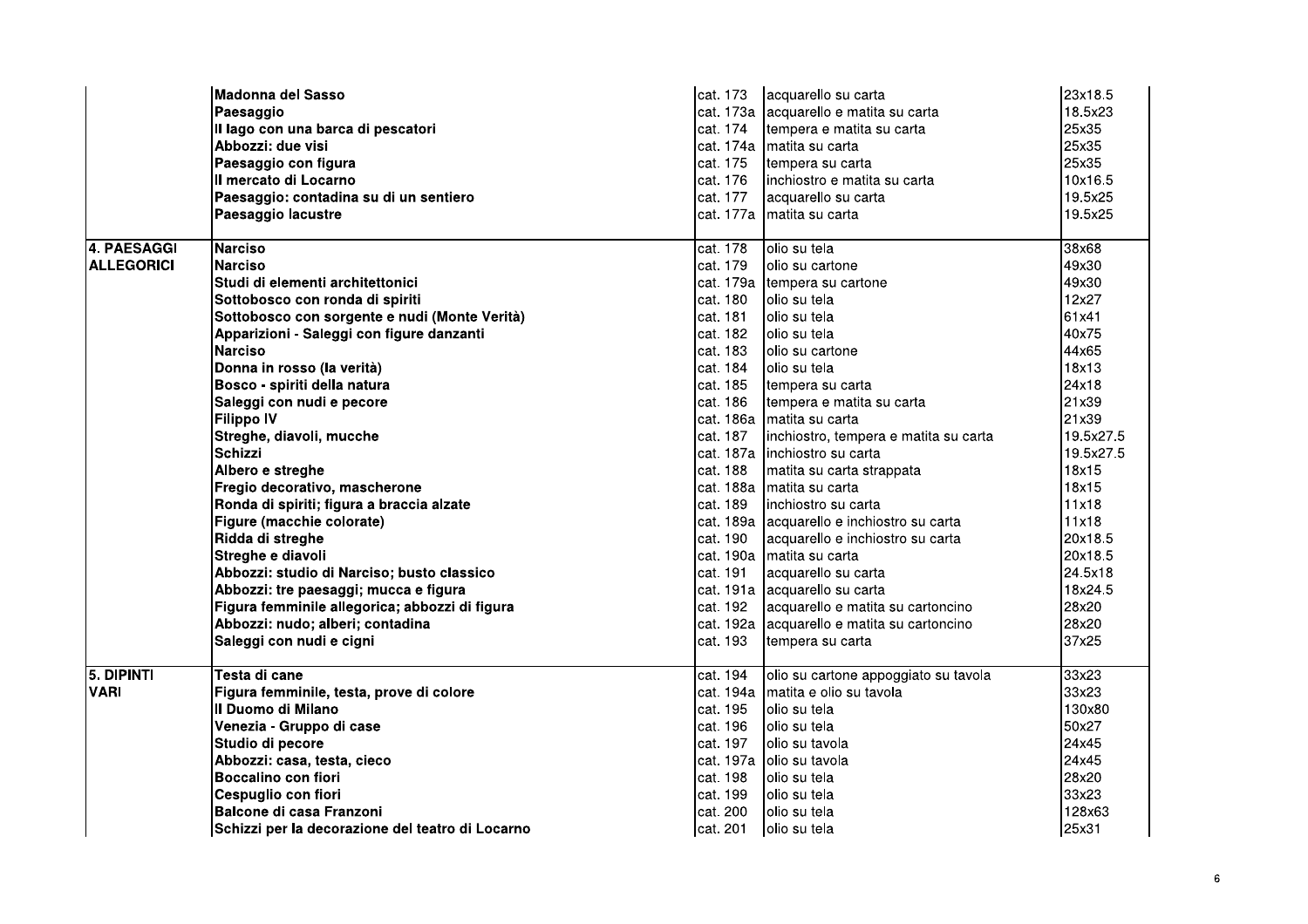| | | | | |
|---|---|---|---|---|
| | **Madonna del Sasso** | cat. 173 | acquarello su carta | 23x18.5 |
| | **Paesaggio** | cat. 173a | acquarello e matita su carta | 18.5x23 |
| | **Il lago con una barca di pescatori** | cat. 174 | tempera e matita su carta | 25x35 |
| | **Abbozzi: due visi** | cat. 174a | matita su carta | 25x35 |
| | **Paesaggio con figura** | cat. 175 | tempera su carta | 25x35 |
| | **Il mercato di Locarno** | cat. 176 | inchiostro e matita su carta | 10x16.5 |
| | **Paesaggio: contadina su di un sentiero** | cat. 177 | acquarello su carta | 19.5x25 |
| | **Paesaggio lacustre** | cat. 177a | matita su carta | 19.5x25 |
| **4. PAESAGGI ALLEGORICI** | **Narciso** | cat. 178 | olio su tela | 38x68 |
| | **Narciso** | cat. 179 | olio su cartone | 49x30 |
| | **Studi di elementi architettonici** | cat. 179a | tempera su cartone | 49x30 |
| | **Sottobosco con ronda di spiriti** | cat. 180 | olio su tela | 12x27 |
| | **Sottobosco con sorgente e nudi (Monte Verità)** | cat. 181 | olio su tela | 61x41 |
| | **Apparizioni - Saleggi con figure danzanti** | cat. 182 | olio su tela | 40x75 |
| | **Narciso** | cat. 183 | olio su cartone | 44x65 |
| | **Donna in rosso (la verità)** | cat. 184 | olio su tela | 18x13 |
| | **Bosco - spiriti della natura** | cat. 185 | tempera su carta | 24x18 |
| | **Saleggi con nudi e pecore** | cat. 186 | tempera e matita su carta | 21x39 |
| | **Filippo IV** | cat. 186a | matita su carta | 21x39 |
| | **Streghe, diavoli, mucche** | cat. 187 | inchiostro, tempera e matita su carta | 19.5x27.5 |
| | **Schizzi** | cat. 187a | inchiostro su carta | 19.5x27.5 |
| | **Albero e streghe** | cat. 188 | matita su carta strappata | 18x15 |
| | **Fregio decorativo, mascherone** | cat. 188a | matita su carta | 18x15 |
| | **Ronda di spiriti; figura a braccia alzate** | cat. 189 | inchiostro su carta | 11x18 |
| | **Figure (macchie colorate)** | cat. 189a | acquarello e inchiostro su carta | 11x18 |
| | **Ridda di streghe** | cat. 190 | acquarello e inchiostro su carta | 20x18.5 |
| | **Streghe e diavoli** | cat. 190a | matita su carta | 20x18.5 |
| | **Abbozzi: studio di Narciso; busto classico** | cat. 191 | acquarello su carta | 24.5x18 |
| | **Abbozzi: tre paesaggi; mucca e figura** | cat. 191a | acquarello su carta | 18x24.5 |
| | **Figura femminile allegorica; abbozzi di figura** | cat. 192 | acquarello e matita su cartoncino | 28x20 |
| | **Abbozzi: nudo; alberi; contadina** | cat. 192a | acquarello e matita su cartoncino | 28x20 |
| | **Saleggi con nudi e cigni** | cat. 193 | tempera su carta | 37x25 |
| **5. DIPINTI VARI** | **Testa di cane** | cat. 194 | olio su cartone appoggiato su tavola | 33x23 |
| | **Figura femminile, testa, prove di colore** | cat. 194a | matita e olio su tavola | 33x23 |
| | **Il Duomo di Milano** | cat. 195 | olio su tela | 130x80 |
| | **Venezia - Gruppo di case** | cat. 196 | olio su tela | 50x27 |
| | **Studio di pecore** | cat. 197 | olio su tavola | 24x45 |
| | **Abbozzi: casa, testa, cieco** | cat. 197a | olio su tavola | 24x45 |
| | **Boccalino con fiori** | cat. 198 | olio su tela | 28x20 |
| | **Cespuglio con fiori** | cat. 199 | olio su tela | 33x23 |
| | **Balcone di casa Franzoni** | cat. 200 | olio su tela | 128x63 |
| | **Schizzi per la decorazione del teatro di Locarno** | cat. 201 | olio su tela | 25x31 |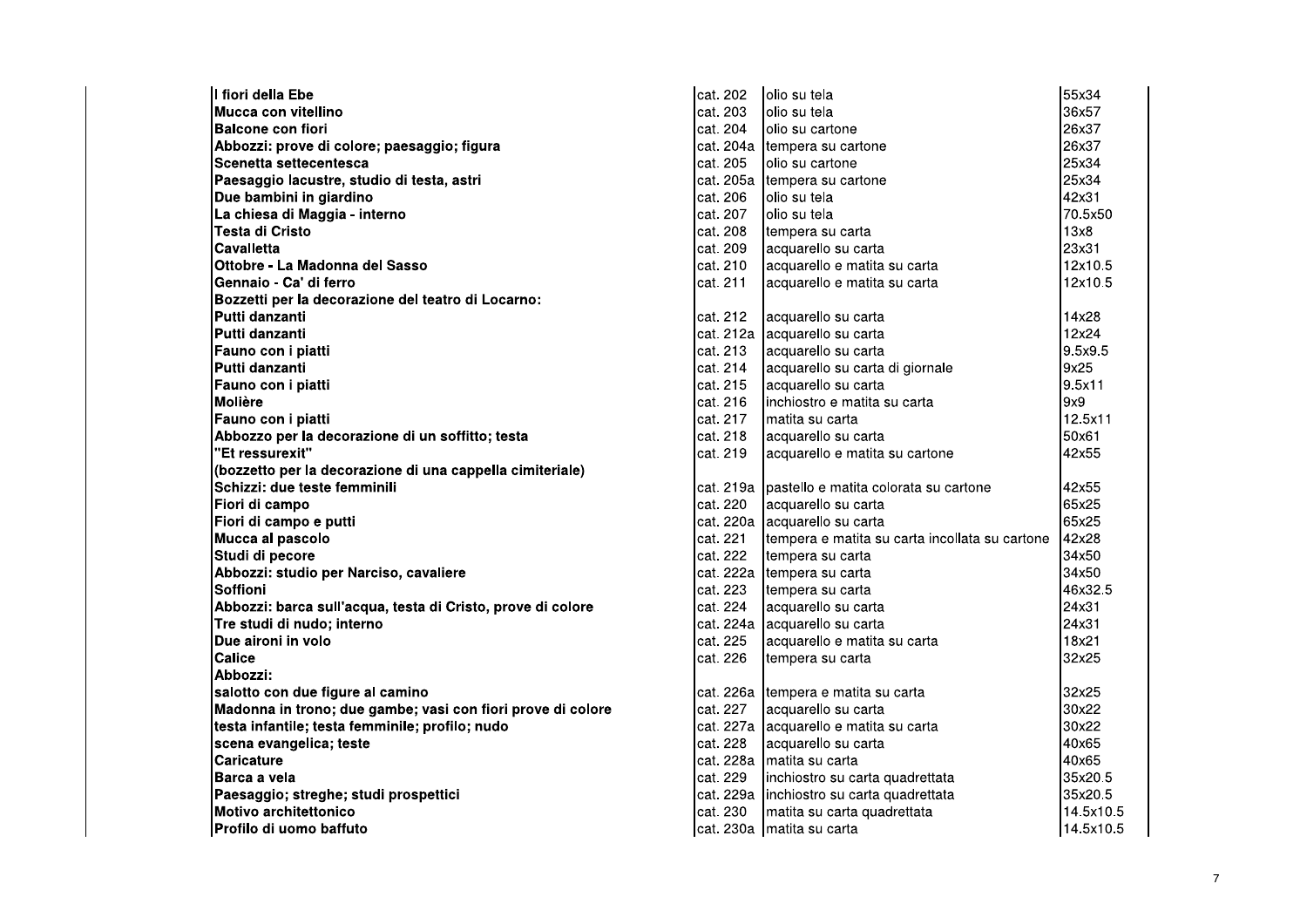| | | | |
|---|---|---|---|
| **I fiori della Ebe** | cat. 202 | olio su tela | 55x34 |
| **Mucca con vitellino** | cat. 203 | olio su tela | 36x57 |
| **Balcone con fiori** | cat. 204 | olio su cartone | 26x37 |
| **Abbozzi: prove di colore; paesaggio; figura** | cat. 204a | tempera su cartone | 26x37 |
| **Scenetta settecentesca** | cat. 205 | olio su cartone | 25x34 |
| **Paesaggio lacustre, studio di testa, astri** | cat. 205a | tempera su cartone | 25x34 |
| **Due bambini in giardino** | cat. 206 | olio su tela | 42x31 |
| **La chiesa di Maggia - interno** | cat. 207 | olio su tela | 70.5x50 |
| **Testa di Cristo** | cat. 208 | tempera su carta | 13x8 |
| **Cavalletta** | cat. 209 | acquarello su carta | 23x31 |
| **Ottobre - La Madonna del Sasso** | cat. 210 | acquarello e matita su carta | 12x10.5 |
| **Gennaio - Ca' di ferro** | cat. 211 | acquarello e matita su carta | 12x10.5 |
| **Bozzetti per la decorazione del teatro di Locarno:** | | | |
| **Putti danzanti** | cat. 212 | acquarello su carta | 14x28 |
| **Putti danzanti** | cat. 212a | acquarello su carta | 12x24 |
| **Fauno con i piatti** | cat. 213 | acquarello su carta | 9.5x9.5 |
| **Putti danzanti** | cat. 214 | acquarello su carta di giornale | 9x25 |
| **Fauno con i piatti** | cat. 215 | acquarello su carta | 9.5x11 |
| **Molière** | cat. 216 | inchiostro e matita su carta | 9x9 |
| **Fauno con i piatti** | cat. 217 | matita su carta | 12.5x11 |
| **Abbozzo per la decorazione di un soffitto; testa** | cat. 218 | acquarello su carta | 50x61 |
| **"Et ressurexit"** | cat. 219 | acquarello e matita su cartone | 42x55 |
| **(bozzetto per la decorazione di una cappella cimiteriale)** | | | |
| **Schizzi: due teste femminili** | cat. 219a | pastello e matita colorata su cartone | 42x55 |
| **Fiori di campo** | cat. 220 | acquarello su carta | 65x25 |
| **Fiori di campo e putti** | cat. 220a | acquarello su carta | 65x25 |
| **Mucca al pascolo** | cat. 221 | tempera e matita su carta incollata su cartone | 42x28 |
| **Studi di pecore** | cat. 222 | tempera su carta | 34x50 |
| **Abbozzi: studio per Narciso, cavaliere** | cat. 222a | tempera su carta | 34x50 |
| **Soffioni** | cat. 223 | tempera su carta | 46x32.5 |
| **Abbozzi: barca sull'acqua, testa di Cristo, prove di colore** | cat. 224 | acquarello su carta | 24x31 |
| **Tre studi di nudo; interno** | cat. 224a | acquarello su carta | 24x31 |
| **Due aironi in volo** | cat. 225 | acquarello e matita su carta | 18x21 |
| **Calice** | cat. 226 | tempera su carta | 32x25 |
| **Abbozzi:** | | | |
| **salotto con due figure al camino** | cat. 226a | tempera e matita su carta | 32x25 |
| **Madonna in trono; due gambe; vasi con fiori prove di colore** | cat. 227 | acquarello su carta | 30x22 |
| **testa infantile; testa femminile; profilo; nudo** | cat. 227a | acquarello e matita su carta | 30x22 |
| **scena evangelica; teste** | cat. 228 | acquarello su carta | 40x65 |
| **Caricature** | cat. 228a | matita su carta | 40x65 |
| **Barca a vela** | cat. 229 | inchiostro su carta quadrettata | 35x20.5 |
| **Paesaggio; streghe; studi prospettici** | cat. 229a | inchiostro su carta quadrettata | 35x20.5 |
| **Motivo architettonico** | cat. 230 | matita su carta quadrettata | 14.5x10.5 |
| **Profilo di uomo baffuto** | cat. 230a | matita su carta | 14.5x10.5 |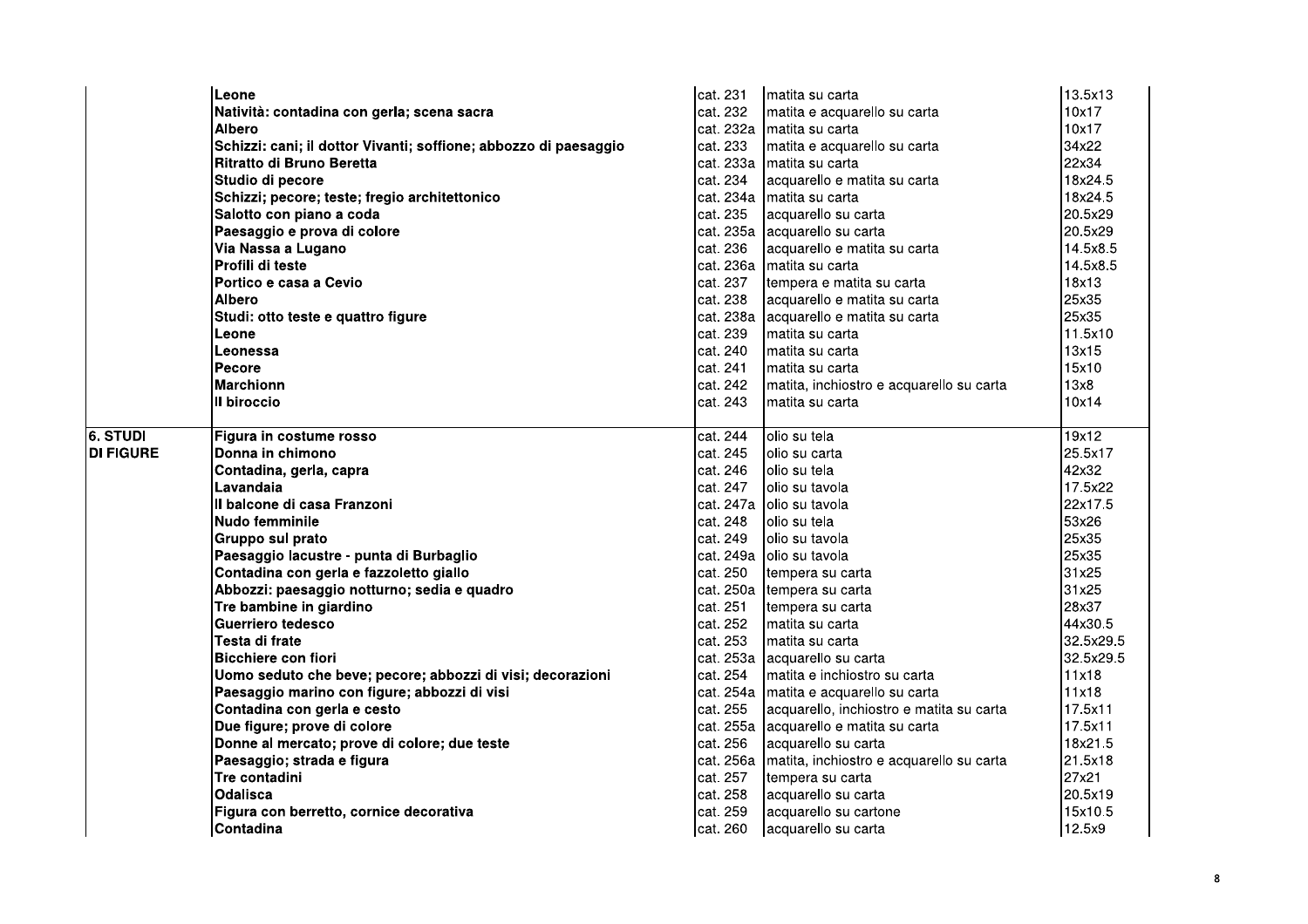| | | | | |
|---|---|---|---|---|
| | **Leone** | cat. 231 | matita su carta | 13.5x13 |
| | **Natività: contadina con gerla; scena sacra** | cat. 232 | matita e acquarello su carta | 10x17 |
| | **Albero** | cat. 232a | matita su carta | 10x17 |
| | **Schizzi: cani; il dottor Vivanti; soffione; abbozzo di paesaggio** | cat. 233 | matita e acquarello su carta | 34x22 |
| | **Ritratto di Bruno Beretta** | cat. 233a | matita su carta | 22x34 |
| | **Studio di pecore** | cat. 234 | acquarello e matita su carta | 18x24.5 |
| | **Schizzi; pecore; teste; fregio architettonico** | cat. 234a | matita su carta | 18x24.5 |
| | **Salotto con piano a coda** | cat. 235 | acquarello su carta | 20.5x29 |
| | **Paesaggio e prova di colore** | cat. 235a | acquarello su carta | 20.5x29 |
| | **Via Nassa a Lugano** | cat. 236 | acquarello e matita su carta | 14.5x8.5 |
| | **Profili di teste** | cat. 236a | matita su carta | 14.5x8.5 |
| | **Portico e casa a Cevio** | cat. 237 | tempera e matita su carta | 18x13 |
| | **Albero** | cat. 238 | acquarello e matita su carta | 25x35 |
| | **Studi: otto teste e quattro figure** | cat. 238a | acquarello e matita su carta | 25x35 |
| | **Leone** | cat. 239 | matita su carta | 11.5x10 |
| | **Leonessa** | cat. 240 | matita su carta | 13x15 |
| | **Pecore** | cat. 241 | matita su carta | 15x10 |
| | **Marchionn** | cat. 242 | matita, inchiostro e acquarello su carta | 13x8 |
| | **Il biroccio** | cat. 243 | matita su carta | 10x14 |
| **6. STUDI DI FIGURE** | **Figura in costume rosso** | cat. 244 | olio su tela | 19x12 |
| | **Donna in chimono** | cat. 245 | olio su carta | 25.5x17 |
| | **Contadina, gerla, capra** | cat. 246 | olio su tela | 42x32 |
| | **Lavandaia** | cat. 247 | olio su tavola | 17.5x22 |
| | **Il balcone di casa Franzoni** | cat. 247a | olio su tavola | 22x17.5 |
| | **Nudo femminile** | cat. 248 | olio su tela | 53x26 |
| | **Gruppo sul prato** | cat. 249 | olio su tavola | 25x35 |
| | **Paesaggio lacustre - punta di Burbaglio** | cat. 249a | olio su tavola | 25x35 |
| | **Contadina con gerla e fazzoletto giallo** | cat. 250 | tempera su carta | 31x25 |
| | **Abbozzi: paesaggio notturno; sedia e quadro** | cat. 250a | tempera su carta | 31x25 |
| | **Tre bambine in giardino** | cat. 251 | tempera su carta | 28x37 |
| | **Guerriero tedesco** | cat. 252 | matita su carta | 44x30.5 |
| | **Testa di frate** | cat. 253 | matita su carta | 32.5x29.5 |
| | **Bicchiere con fiori** | cat. 253a | acquarello su carta | 32.5x29.5 |
| | **Uomo seduto che beve; pecore; abbozzi di visi; decorazioni** | cat. 254 | matita e inchiostro su carta | 11x18 |
| | **Paesaggio marino con figure; abbozzi di visi** | cat. 254a | matita e acquarello su carta | 11x18 |
| | **Contadina con gerla e cesto** | cat. 255 | acquarello, inchiostro e matita su carta | 17.5x11 |
| | **Due figure; prove di colore** | cat. 255a | acquarello e matita su carta | 17.5x11 |
| | **Donne al mercato; prove di colore; due teste** | cat. 256 | acquarello su carta | 18x21.5 |
| | **Paesaggio; strada e figura** | cat. 256a | matita, inchiostro e acquarello su carta | 21.5x18 |
| | **Tre contadini** | cat. 257 | tempera su carta | 27x21 |
| | **Odalisca** | cat. 258 | acquarello su carta | 20.5x19 |
| | **Figura con berretto, cornice decorativa** | cat. 259 | acquarello su cartone | 15x10.5 |
| | **Contadina** | cat. 260 | acquarello su carta | 12.5x9 |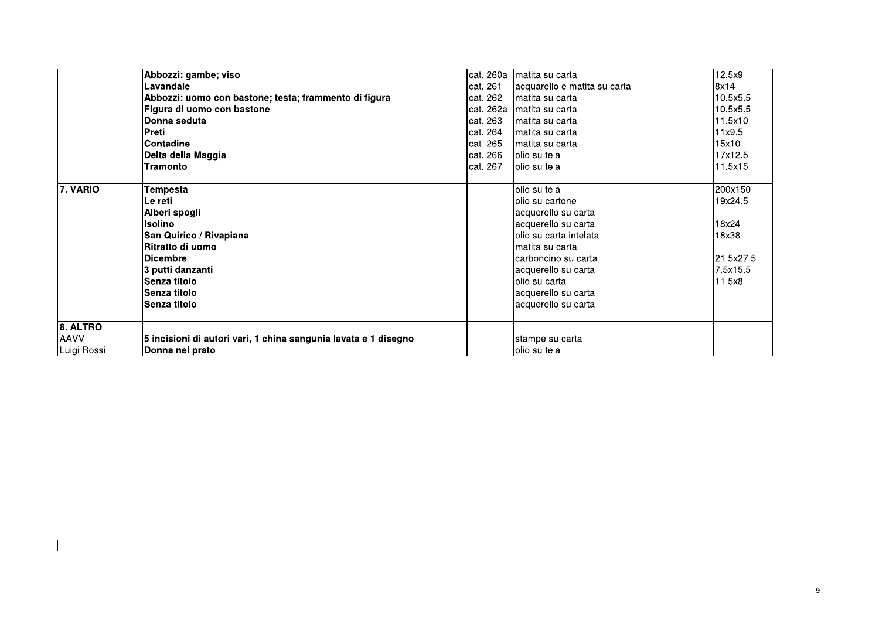| | | | | |
|---|---|---|---|---|
| | **Abbozzi: gambe; viso** | cat. 260a | matita su carta | 12.5x9 |
| | **Lavandaie** | cat. 261 | acquarello e matita su carta | 8x14 |
| | **Abbozzi: uomo con bastone; testa; frammento di figura** | cat. 262 | matita su carta | 10.5x5.5 |
| | **Figura di uomo con bastone** | cat. 262a | matita su carta | 10.5x5.5 |
| | **Donna seduta** | cat. 263 | matita su carta | 11.5x10 |
| | **Preti** | cat. 264 | matita su carta | 11x9.5 |
| | **Contadine** | cat. 265 | matita su carta | 15x10 |
| | **Delta della Maggia** | cat. 266 | olio su tela | 17x12.5 |
| | **Tramonto** | cat. 267 | olio su tela | 11.5x15 |
| **7. VARIO** | **Tempesta** | | olio su tela | 200x150 |
| | **Le reti** | | olio su cartone | 19x24.5 |
| | **Alberi spogli** | | acquerello su carta | |
| | **Isolino** | | acquerello su carta | 18x24 |
| | **San Quirico / Rivapiana** | | olio su carta intelata | 18x38 |
| | **Ritratto di uomo** | | matita su carta | |
| | **Dicembre** | | carboncino su carta | 21.5x27.5 |
| | **3 putti danzanti** | | acquerello su carta | 7.5x15.5 |
| | **Senza titolo** | | olio su carta | 11.5x8 |
| | **Senza titolo** | | acquerello su carta | |
| | **Senza titolo** | | acquerello su carta | |
| **8. ALTRO** | | | | |
| AAVV | **5 incisioni di autori vari, 1 china sangunia lavata e 1 disegno** | | stampe su carta | |
| Luigi Rossi | **Donna nel prato** | | olio su tela | |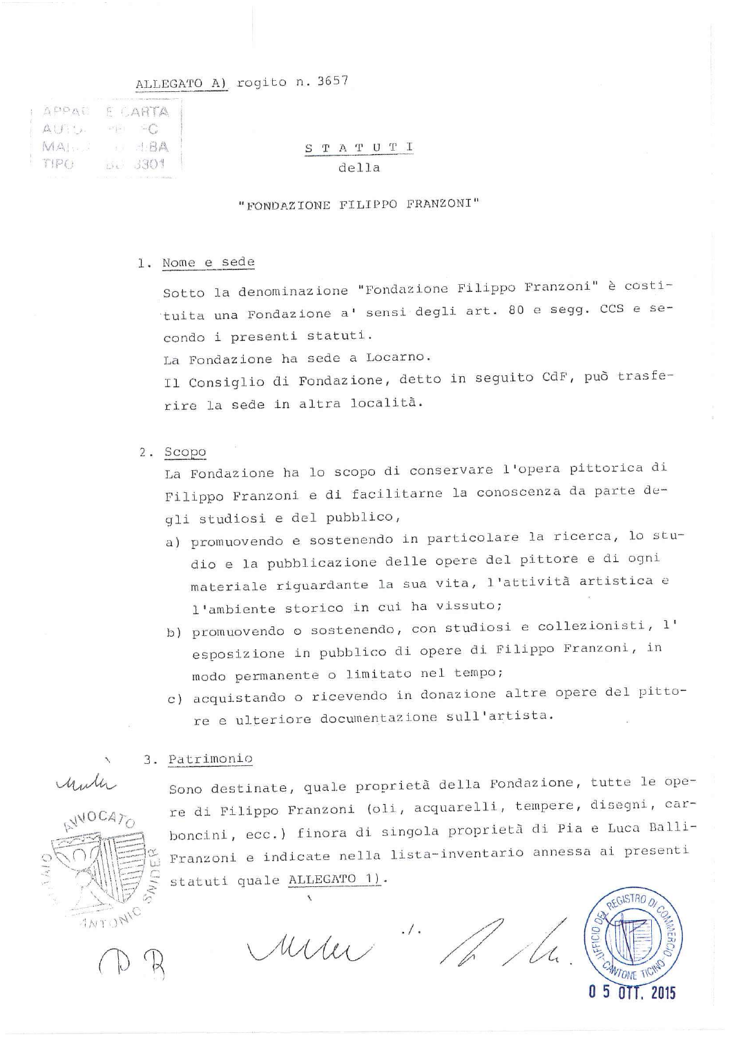ALLEGATO A) rogito n. 3657

## S T A T U T I
della
## "FONDAZIONE FILIPPO FRANZONI"

1. Nome e sede

   Sotto la denominazione "Fondazione Filippo Franzoni" è costituita una Fondazione a' sensi degli art. 80 e segg. CCS e secondo i presenti statuti.
   La Fondazione ha sede a Locarno.
   Il Consiglio di Fondazione, detto in seguito CdF, può trasferire la sede in altra località.

2. Scopo

   La Fondazione ha lo scopo di conservare l'opera pittorica di Filippo Franzoni e di facilitarne la conoscenza da parte degli studiosi e del pubblico,

   a) promuovendo e sostenendo in particolare la ricerca, lo studio e la pubblicazione delle opere del pittore e di ogni materiale riguardante la sua vita, l'attività artistica e l'ambiente storico in cui ha vissuto;
   b) promuovendo o sostenendo, con studiosi e collezionisti, l'esposizione in pubblico di opere di Filippo Franzoni, in modo permanente o limitato nel tempo;
   c) acquistando o ricevendo in donazione altre opere del pittore e ulteriore documentazione sull'artista.

3. Patrimonio

   Sono destinate, quale proprietà della Fondazione, tutte le opere di Filippo Franzoni (oli, acquarelli, tempere, disegni, carboncini, ecc.) finora di singola proprietà di Pia e Luca Balli-Franzoni e indicate nella lista-inventario annessa ai presenti statuti quale ALLEGATO 1).

./.

0 5 OTT. 2015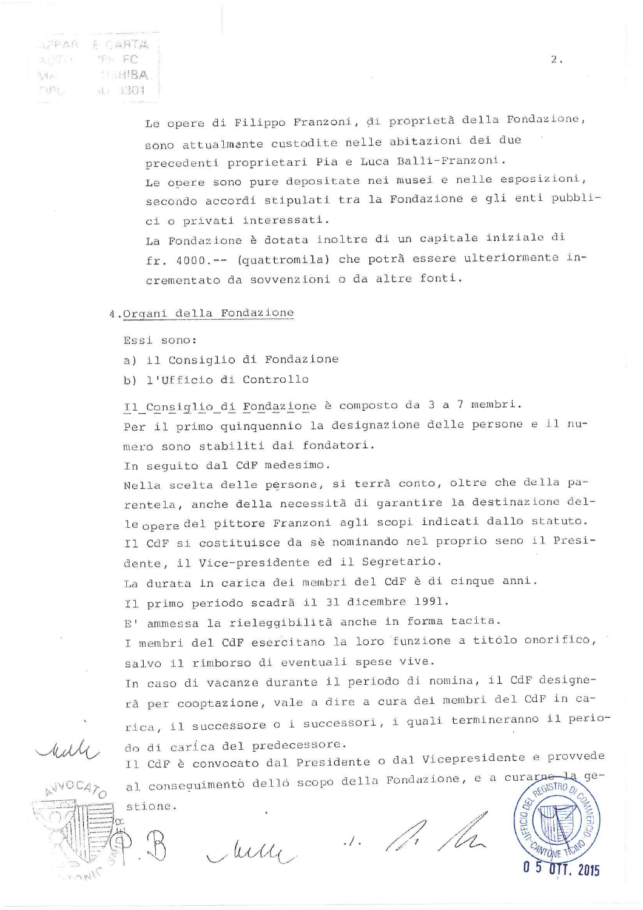Le opere di Filippo Franzoni, di proprietà della Fondazione, sono attualmente custodite nelle abitazioni dei due precedenti proprietari Pia e Luca Balli-Franzoni.
Le opere sono pure depositate nei musei e nelle esposizioni, secondo accordi stipulati tra la Fondazione e gli enti pubblici o privati interessati.
La Fondazione è dotata inoltre di un capitale iniziale di fr. 4000.-- (quattromila) che potrà essere ulteriormente incrementato da sovvenzioni o da altre fonti.

4. Organi della Fondazione

Essi sono:

a) il Consiglio di Fondazione
b) l'Ufficio di Controllo

Il Consiglio di Fondazione è composto da 3 a 7 membri.
Per il primo quinquennio la designazione delle persone e il numero sono stabiliti dai fondatori.
In seguito dal CdF medesimo.
Nella scelta delle persone, si terrà conto, oltre che della parentela, anche della necessità di garantire la destinazione delle opere del pittore Franzoni agli scopi indicati dallo statuto.
Il CdF si costituisce da sè nominando nel proprio seno il Presidente, il Vice-presidente ed il Segretario.
La durata in carica dei membri del CdF è di cinque anni.
Il primo periodo scadrà il 31 dicembre 1991.
E' ammessa la rieleggibilità anche in forma tacita.
I membri del CdF esercitano la loro funzione a titolo onorifico, salvo il rimborso di eventuali spese vive.
In caso di vacanze durante il periodo di nomina, il CdF designerà per cooptazione, vale a dire a cura dei membri del CdF in carica, il successore o i successori, i quali termineranno il periodo di carica del predecessore.
Il CdF è convocato dal Presidente o dal Vicepresidente e provvede al conseguimento dello scopo della Fondazione, e a curarne la gestione.

./.

UFFICIO DEL REGISTRO DI COMMERCIO CANTONE TICINO
05 OTT. 2015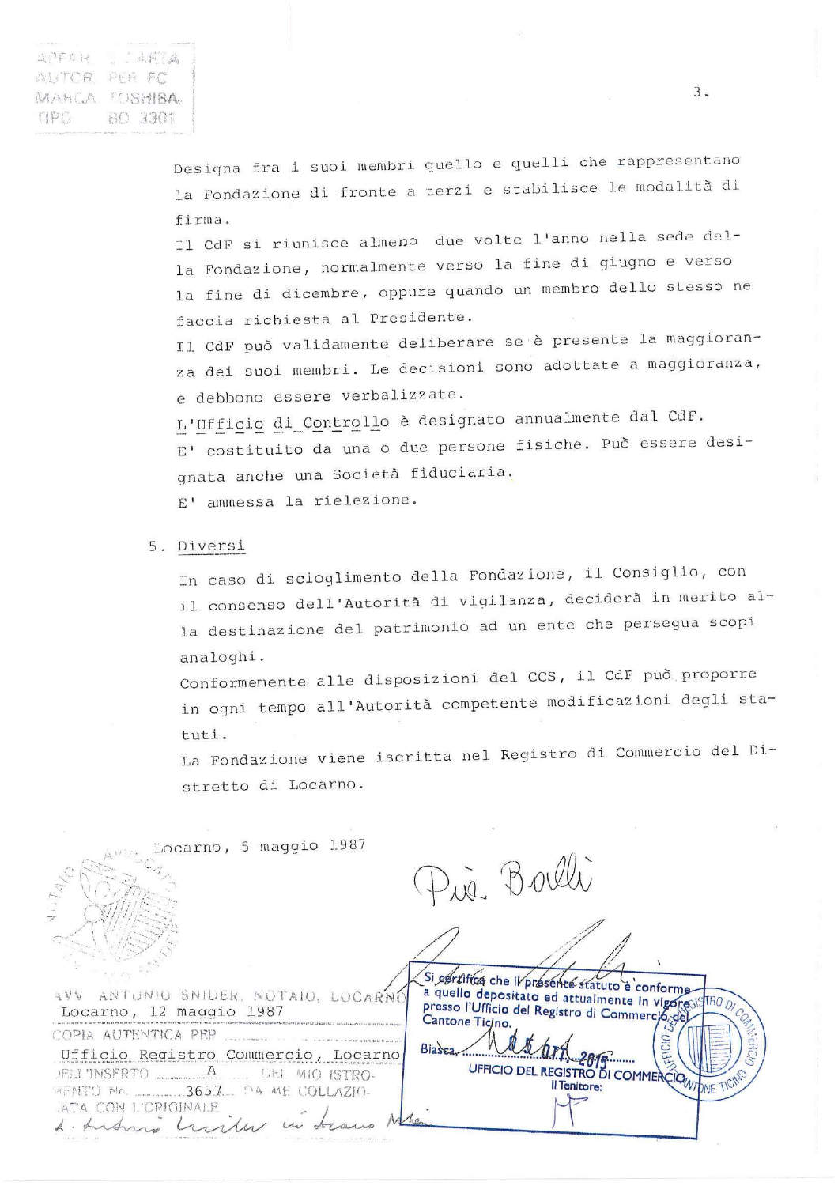APPAR. CARTA
AUTOR. PER FC
MARCA TOSHIBA
TIPO BD 3301

Designa fra i suoi membri quello e quelli che rappresentano la Fondazione di fronte a terzi e stabilisce le modalità di firma.

Il CdF si riunisce almeno due volte l'anno nella sede della Fondazione, normalmente verso la fine di giugno e verso la fine di dicembre, oppure quando un membro dello stesso ne faccia richiesta al Presidente.

Il CdF può validamente deliberare se è presente la maggioranza dei suoi membri. Le decisioni sono adottate a maggioranza, e debbono essere verbalizzate.

L'Ufficio di Controllo è designato annualmente dal CdF. E' costituito da una o due persone fisiche. Può essere designata anche una Società fiduciaria.

E' ammessa la rielezione.

5. Diversi

In caso di scioglimento della Fondazione, il Consiglio, con il consenso dell'Autorità di vigilanza, deciderà in merito alla destinazione del patrimonio ad un ente che persegua scopi analoghi.

Conformemente alle disposizioni del CCS, il CdF può proporre in ogni tempo all'Autorità competente modificazioni degli statuti.

La Fondazione viene iscritta nel Registro di Commercio del Distretto di Locarno.

Locarno, 5 maggio 1987

Pia Bolli

AVV. ANTONIO SNIDER, NOTAIO, LOCARNO
Locarno, 12 maggio 1987
COPIA AUTENTICA PER
Ufficio Registro Commercio, Locarno
DELL'INSERTO A DEL MIO ISTROMENTO No. 3657 DA ME COLLAZIONATA CON L'ORIGINALE

Si certifica che il presente statuto è conforme a quello depositato ed attualmente in vigore presso l'Ufficio del Registro di Commercio del Cantone Ticino.
Biasca, 10 ott. 2015
UFFICIO DEL REGISTRO DI COMMERCIO
Il Tenitore: